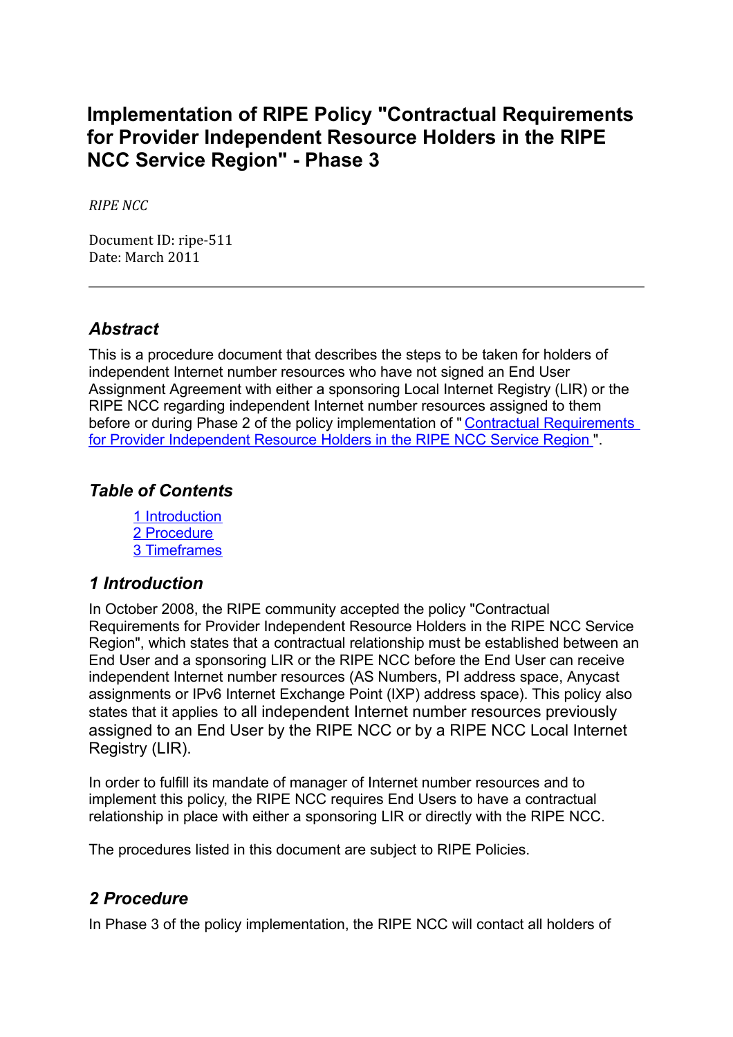# Implementation of RIPE Policy "Contractual Requirements for Provider Independent Resource Holders in the RIPE NCC Service Region" - Phase 3

*RIPE NCC*

Document ID: ripe-511
Date: March 2011

---

## *Abstract*

This is a procedure document that describes the steps to be taken for holders of independent Internet number resources who have not signed an End User Assignment Agreement with either a sponsoring Local Internet Registry (LIR) or the RIPE NCC regarding independent Internet number resources assigned to them before or during Phase 2 of the policy implementation of "[Contractual Requirements for Provider Independent Resource Holders in the RIPE NCC Service Region](#)".

## *Table of Contents*

- [1 Introduction](#)
- [2 Procedure](#)
- [3 Timeframes](#)

## *1 Introduction*

In October 2008, the RIPE community accepted the policy "Contractual Requirements for Provider Independent Resource Holders in the RIPE NCC Service Region", which states that a contractual relationship must be established between an End User and a sponsoring LIR or the RIPE NCC before the End User can receive independent Internet number resources (AS Numbers, PI address space, Anycast assignments or IPv6 Internet Exchange Point (IXP) address space). This policy also states that it applies to all independent Internet number resources previously assigned to an End User by the RIPE NCC or by a RIPE NCC Local Internet Registry (LIR).

In order to fulfill its mandate of manager of Internet number resources and to implement this policy, the RIPE NCC requires End Users to have a contractual relationship in place with either a sponsoring LIR or directly with the RIPE NCC.

The procedures listed in this document are subject to RIPE Policies.

## *2 Procedure*

In Phase 3 of the policy implementation, the RIPE NCC will contact all holders of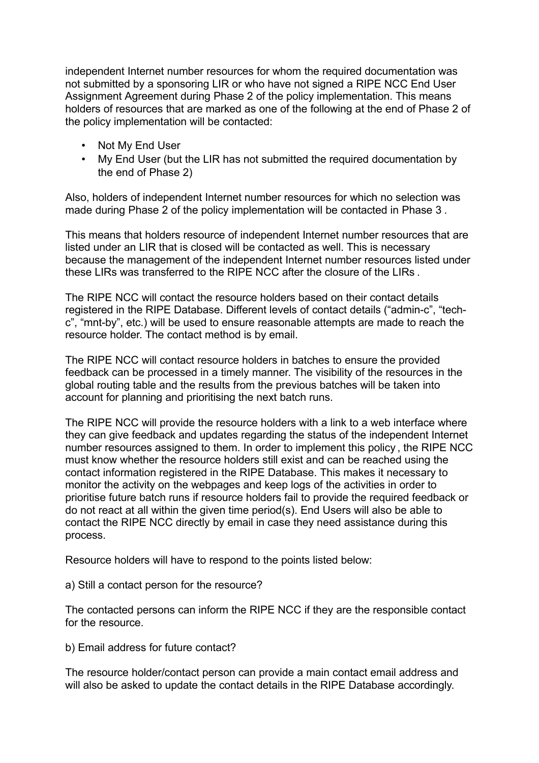independent Internet number resources for whom the required documentation was not submitted by a sponsoring LIR or who have not signed a RIPE NCC End User Assignment Agreement during Phase 2 of the policy implementation. This means holders of resources that are marked as one of the following at the end of Phase 2 of the policy implementation will be contacted:

- Not My End User
- My End User (but the LIR has not submitted the required documentation by the end of Phase 2)

Also, holders of independent Internet number resources for which no selection was made during Phase 2 of the policy implementation will be contacted in Phase 3 .

This means that holders resource of independent Internet number resources that are listed under an LIR that is closed will be contacted as well. This is necessary because the management of the independent Internet number resources listed under these LIRs was transferred to the RIPE NCC after the closure of the LIRs .

The RIPE NCC will contact the resource holders based on their contact details registered in the RIPE Database. Different levels of contact details ("admin-c", "tech-c", "mnt-by", etc.) will be used to ensure reasonable attempts are made to reach the resource holder. The contact method is by email.

The RIPE NCC will contact resource holders in batches to ensure the provided feedback can be processed in a timely manner. The visibility of the resources in the global routing table and the results from the previous batches will be taken into account for planning and prioritising the next batch runs.

The RIPE NCC will provide the resource holders with a link to a web interface where they can give feedback and updates regarding the status of the independent Internet number resources assigned to them. In order to implement this policy , the RIPE NCC must know whether the resource holders still exist and can be reached using the contact information registered in the RIPE Database. This makes it necessary to monitor the activity on the webpages and keep logs of the activities in order to prioritise future batch runs if resource holders fail to provide the required feedback or do not react at all within the given time period(s). End Users will also be able to contact the RIPE NCC directly by email in case they need assistance during this process.

Resource holders will have to respond to the points listed below:

a) Still a contact person for the resource?

The contacted persons can inform the RIPE NCC if they are the responsible contact for the resource.

b) Email address for future contact?

The resource holder/contact person can provide a main contact email address and will also be asked to update the contact details in the RIPE Database accordingly.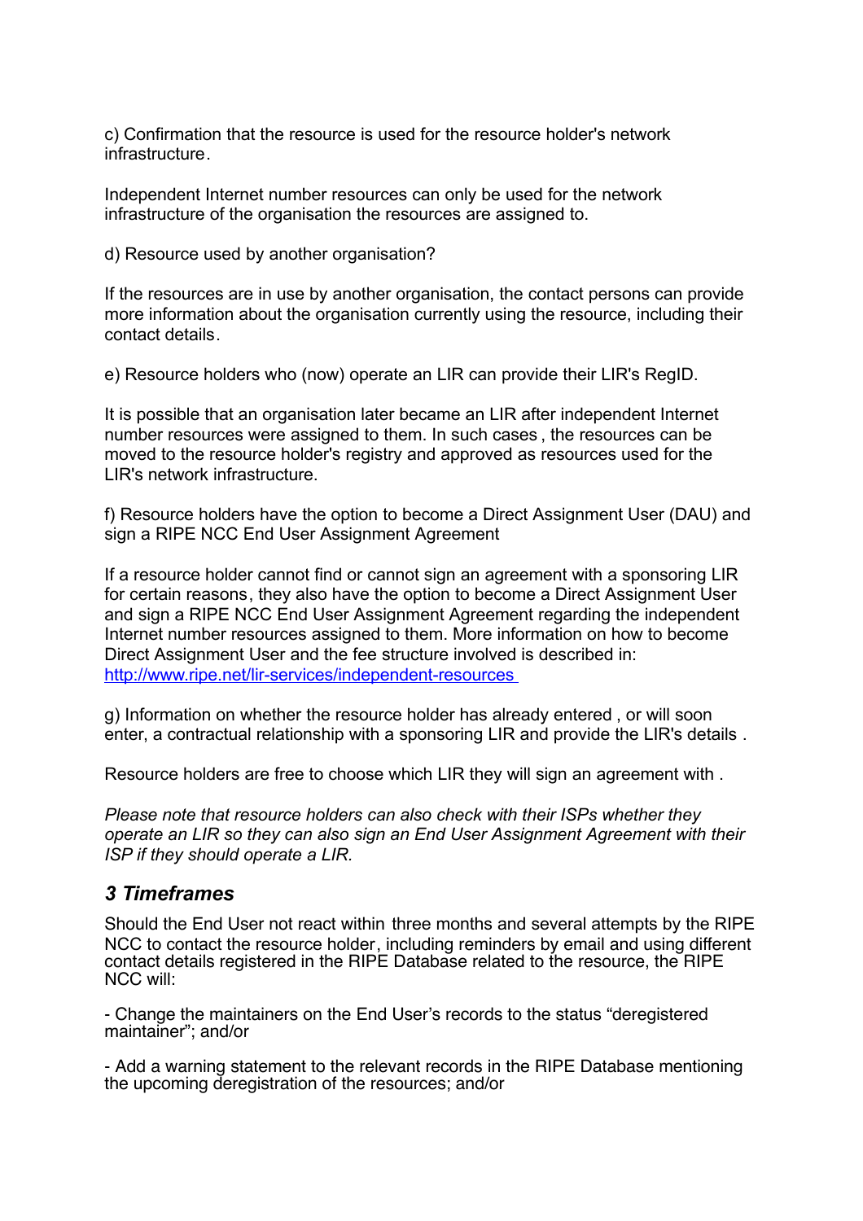c) Confirmation that the resource is used for the resource holder's network infrastructure.

Independent Internet number resources can only be used for the network infrastructure of the organisation the resources are assigned to.

d) Resource used by another organisation?

If the resources are in use by another organisation, the contact persons can provide more information about the organisation currently using the resource, including their contact details.

e) Resource holders who (now) operate an LIR can provide their LIR's RegID.

It is possible that an organisation later became an LIR after independent Internet number resources were assigned to them. In such cases, the resources can be moved to the resource holder's registry and approved as resources used for the LIR's network infrastructure.

f) Resource holders have the option to become a Direct Assignment User (DAU) and sign a RIPE NCC End User Assignment Agreement

If a resource holder cannot find or cannot sign an agreement with a sponsoring LIR for certain reasons, they also have the option to become a Direct Assignment User and sign a RIPE NCC End User Assignment Agreement regarding the independent Internet number resources assigned to them. More information on how to become Direct Assignment User and the fee structure involved is described in: [http://www.ripe.net/lir-services/independent-resources](http://www.ripe.net/lir-services/independent-resources)

g) Information on whether the resource holder has already entered , or will soon enter, a contractual relationship with a sponsoring LIR and provide the LIR's details .

Resource holders are free to choose which LIR they will sign an agreement with .

*Please note that resource holders can also check with their ISPs whether they operate an LIR so they can also sign an End User Assignment Agreement with their ISP if they should operate a LIR.*

## *3 Timeframes*

Should the End User not react within three months and several attempts by the RIPE NCC to contact the resource holder, including reminders by email and using different contact details registered in the RIPE Database related to the resource, the RIPE NCC will:

- Change the maintainers on the End User's records to the status "deregistered maintainer"; and/or

- Add a warning statement to the relevant records in the RIPE Database mentioning the upcoming deregistration of the resources; and/or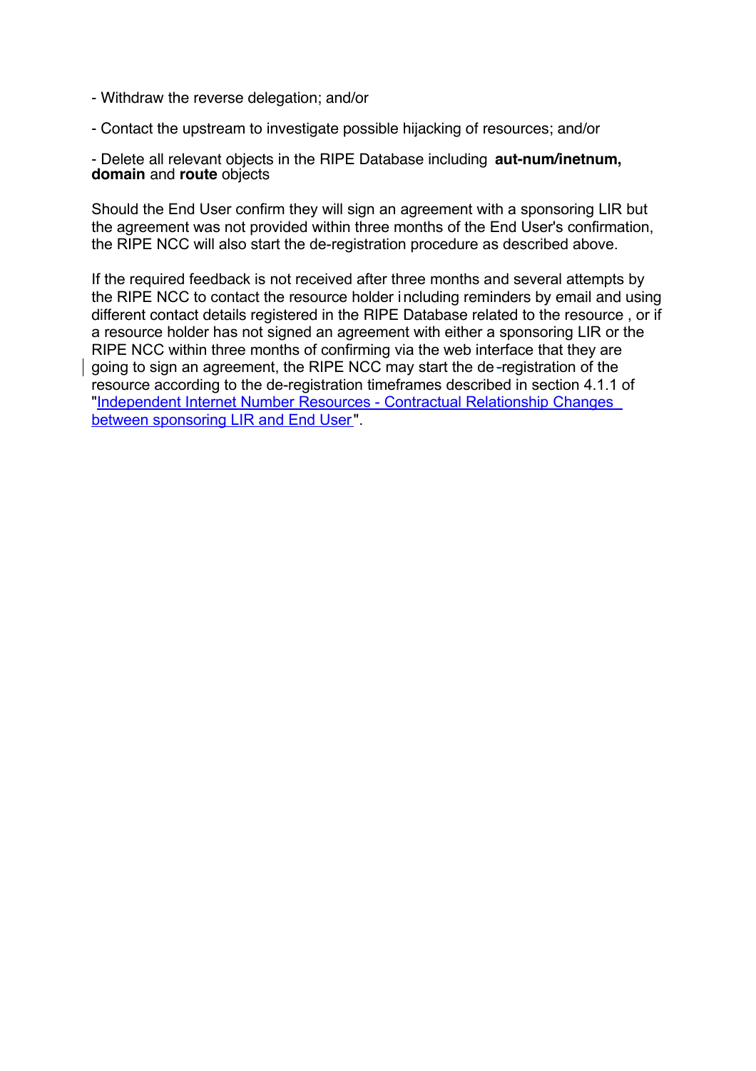- Withdraw the reverse delegation; and/or

- Contact the upstream to investigate possible hijacking of resources; and/or

- Delete all relevant objects in the RIPE Database including **aut-num/inetnum, domain** and **route** objects

Should the End User confirm they will sign an agreement with a sponsoring LIR but the agreement was not provided within three months of the End User's confirmation, the RIPE NCC will also start the de-registration procedure as described above.

If the required feedback is not received after three months and several attempts by the RIPE NCC to contact the resource holder including reminders by email and using different contact details registered in the RIPE Database related to the resource, or if a resource holder has not signed an agreement with either a sponsoring LIR or the RIPE NCC within three months of confirming via the web interface that they are going to sign an agreement, the RIPE NCC may start the de-registration of the resource according to the de-registration timeframes described in section 4.1.1 of "Independent Internet Number Resources - Contractual Relationship Changes between sponsoring LIR and End User".